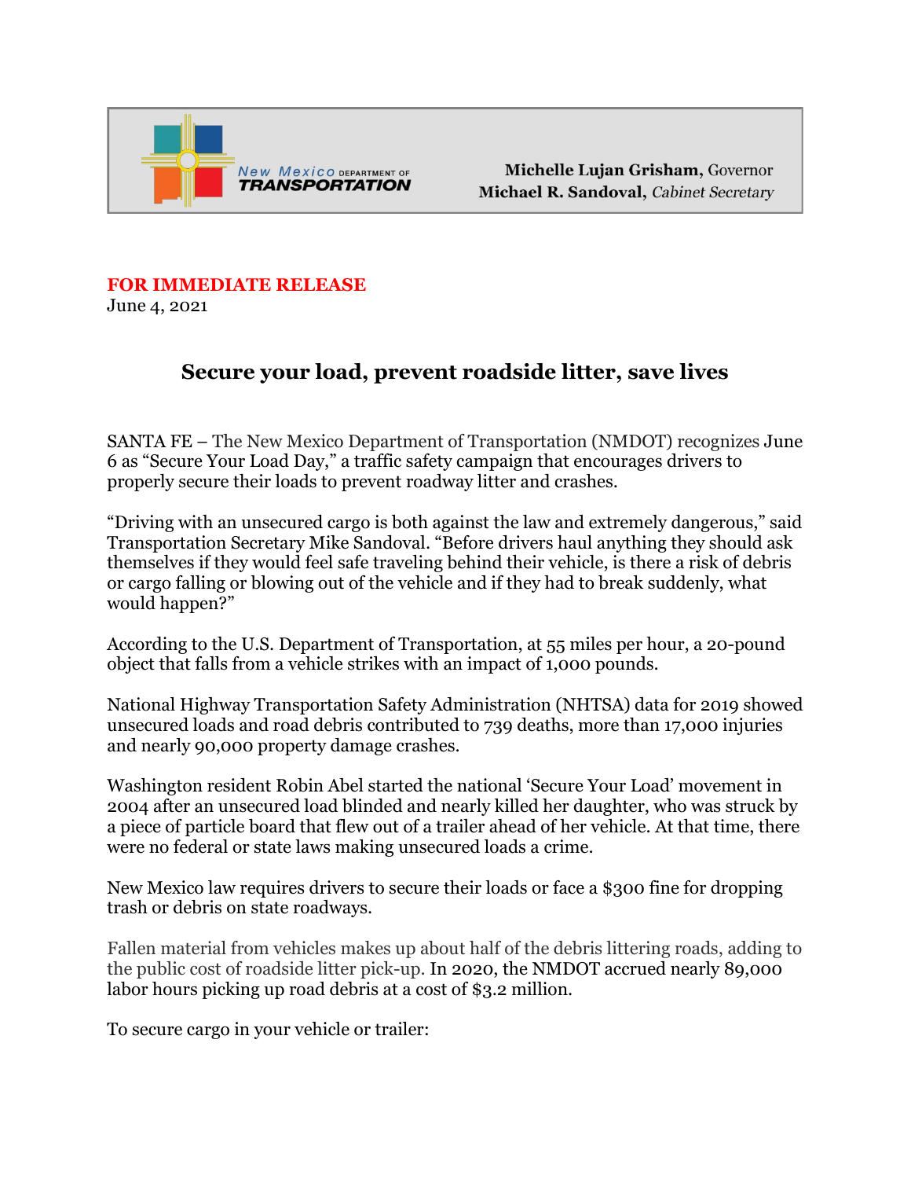New Mexico DEPARTMENT OF TRANSPORTATION

**Michelle Lujan Grisham**, Governor
**Michael R. Sandoval**, *Cabinet Secretary*

**FOR IMMEDIATE RELEASE**
June 4, 2021

## Secure your load, prevent roadside litter, save lives

SANTA FE – The New Mexico Department of Transportation (NMDOT) recognizes June 6 as "Secure Your Load Day," a traffic safety campaign that encourages drivers to properly secure their loads to prevent roadway litter and crashes.

"Driving with an unsecured cargo is both against the law and extremely dangerous," said Transportation Secretary Mike Sandoval. "Before drivers haul anything they should ask themselves if they would feel safe traveling behind their vehicle, is there a risk of debris or cargo falling or blowing out of the vehicle and if they had to break suddenly, what would happen?"

According to the U.S. Department of Transportation, at 55 miles per hour, a 20-pound object that falls from a vehicle strikes with an impact of 1,000 pounds.

National Highway Transportation Safety Administration (NHTSA) data for 2019 showed unsecured loads and road debris contributed to 739 deaths, more than 17,000 injuries and nearly 90,000 property damage crashes.

Washington resident Robin Abel started the national 'Secure Your Load' movement in 2004 after an unsecured load blinded and nearly killed her daughter, who was struck by a piece of particle board that flew out of a trailer ahead of her vehicle. At that time, there were no federal or state laws making unsecured loads a crime.

New Mexico law requires drivers to secure their loads or face a $300 fine for dropping trash or debris on state roadways.

Fallen material from vehicles makes up about half of the debris littering roads, adding to the public cost of roadside litter pick-up. In 2020, the NMDOT accrued nearly 89,000 labor hours picking up road debris at a cost of $3.2 million.

To secure cargo in your vehicle or trailer: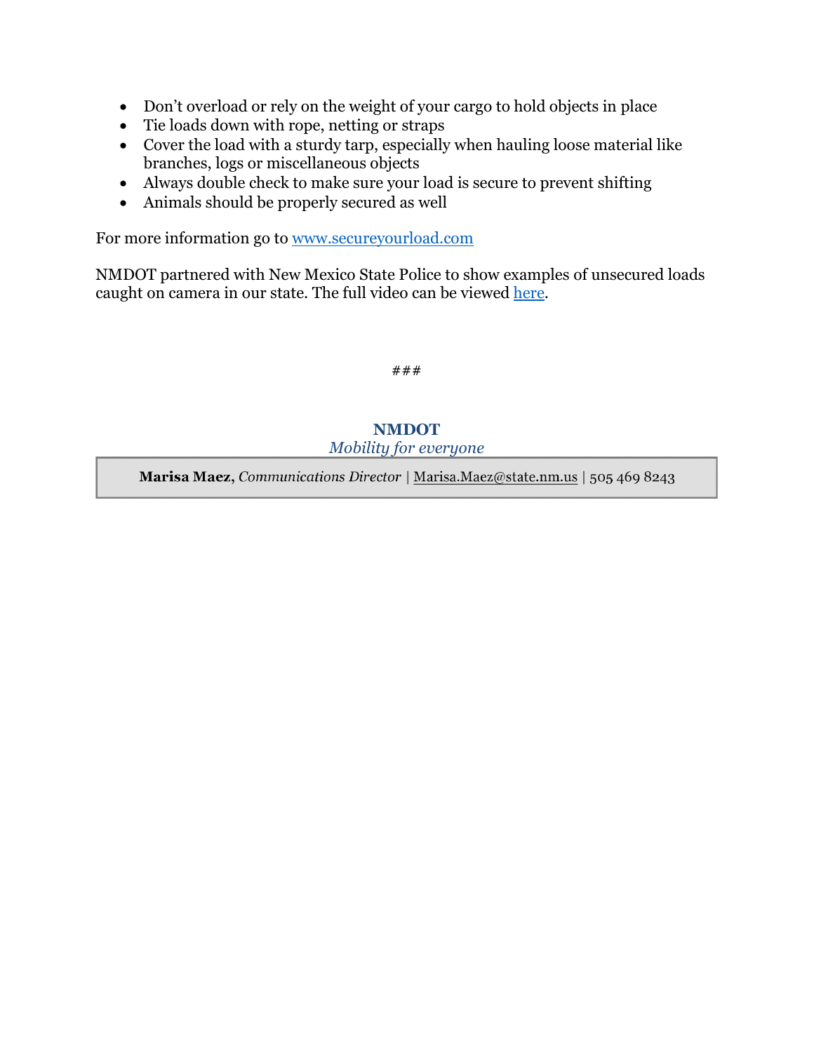- Don't overload or rely on the weight of your cargo to hold objects in place
- Tie loads down with rope, netting or straps
- Cover the load with a sturdy tarp, especially when hauling loose material like branches, logs or miscellaneous objects
- Always double check to make sure your load is secure to prevent shifting
- Animals should be properly secured as well

For more information go to [www.secureyourload.com](http://www.secureyourload.com)

NMDOT partnered with New Mexico State Police to show examples of unsecured loads caught on camera in our state. The full video can be viewed here.

###

**NMDOT**

*Mobility for everyone*

**Marisa Maez**, *Communications Director* | Marisa.Maez@state.nm.us | 505 469 8243